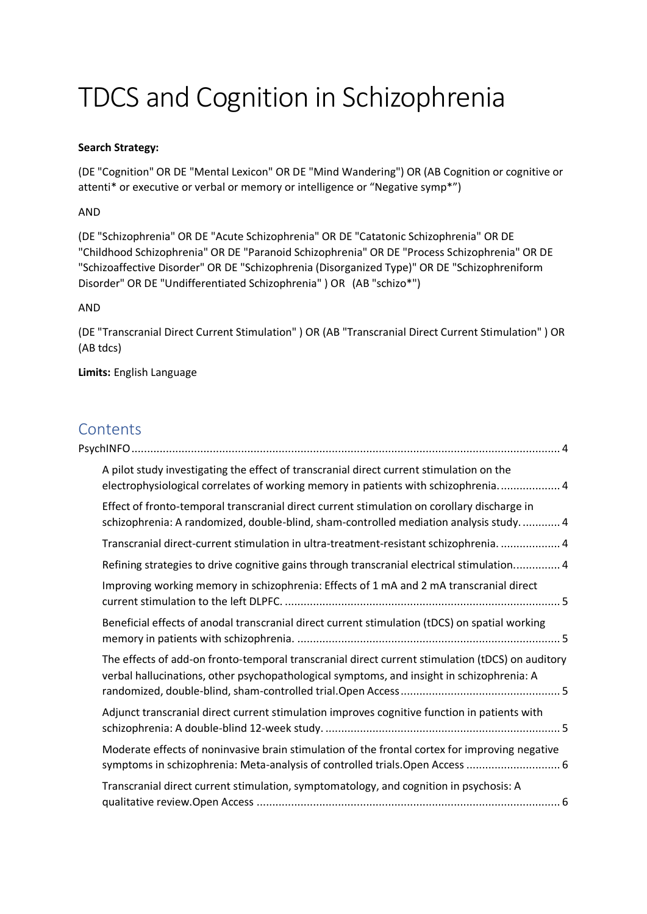# TDCS and Cognition in Schizophrenia

**Search Strategy:**

(DE "Cognition" OR DE "Mental Lexicon" OR DE "Mind Wandering") OR (AB Cognition or cognitive or attenti* or executive or verbal or memory or intelligence or "Negative symp*")

AND

(DE "Schizophrenia" OR DE "Acute Schizophrenia" OR DE "Catatonic Schizophrenia" OR DE "Childhood Schizophrenia" OR DE "Paranoid Schizophrenia" OR DE "Process Schizophrenia" OR DE "Schizoaffective Disorder" OR DE "Schizophrenia (Disorganized Type)" OR DE "Schizophreniform Disorder" OR DE "Undifferentiated Schizophrenia" ) OR (AB "schizo*")

AND

(DE "Transcranial Direct Current Stimulation" ) OR (AB "Transcranial Direct Current Stimulation" ) OR (AB tdcs)

**Limits:** English Language

## Contents

PsychINFO ........................................................................................................................................ 4

- A pilot study investigating the effect of transcranial direct current stimulation on the electrophysiological correlates of working memory in patients with schizophrenia. ................... 4
- Effect of fronto-temporal transcranial direct current stimulation on corollary discharge in schizophrenia: A randomized, double-blind, sham-controlled mediation analysis study. ............ 4
- Transcranial direct-current stimulation in ultra-treatment-resistant schizophrenia. ................... 4
- Refining strategies to drive cognitive gains through transcranial electrical stimulation. .............. 4
- Improving working memory in schizophrenia: Effects of 1 mA and 2 mA transcranial direct current stimulation to the left DLPFC. ....................................................................................... 5
- Beneficial effects of anodal transcranial direct current stimulation (tDCS) on spatial working memory in patients with schizophrenia. .................................................................................... 5
- The effects of add-on fronto-temporal transcranial direct current stimulation (tDCS) on auditory verbal hallucinations, other psychopathological symptoms, and insight in schizophrenia: A randomized, double-blind, sham-controlled trial.Open Access ................................................... 5
- Adjunct transcranial direct current stimulation improves cognitive function in patients with schizophrenia: A double-blind 12-week study. ........................................................................... 5
- Moderate effects of noninvasive brain stimulation of the frontal cortex for improving negative symptoms in schizophrenia: Meta-analysis of controlled trials.Open Access .............................. 6
- Transcranial direct current stimulation, symptomatology, and cognition in psychosis: A qualitative review.Open Access ................................................................................................. 6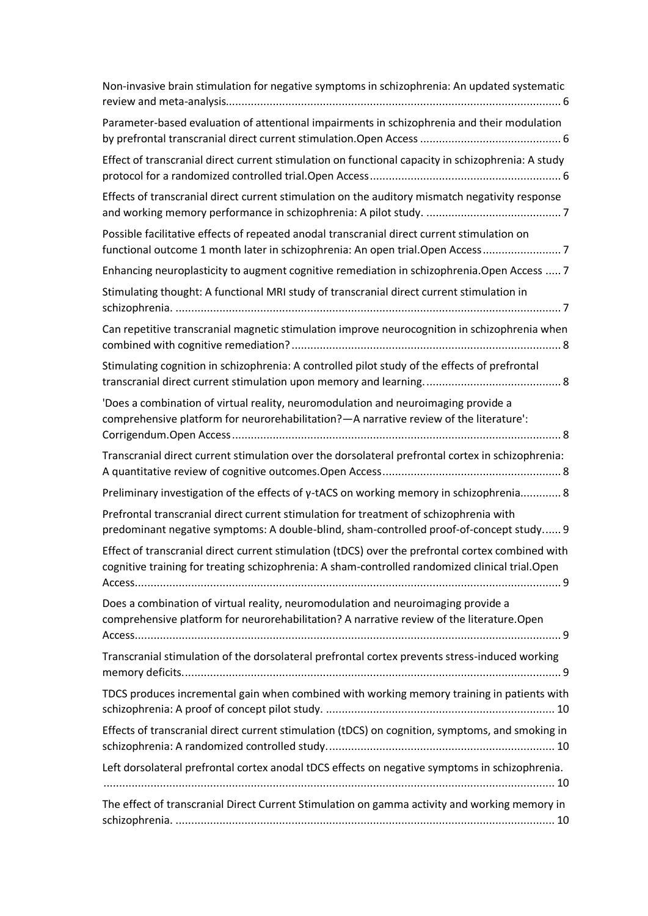Non-invasive brain stimulation for negative symptoms in schizophrenia: An updated systematic review and meta-analysis........................................................................................................... 6

Parameter-based evaluation of attentional impairments in schizophrenia and their modulation by prefrontal transcranial direct current stimulation.Open Access ............................................ 6

Effect of transcranial direct current stimulation on functional capacity in schizophrenia: A study protocol for a randomized controlled trial.Open Access............................................................ 6

Effects of transcranial direct current stimulation on the auditory mismatch negativity response and working memory performance in schizophrenia: A pilot study. ........................................... 7

Possible facilitative effects of repeated anodal transcranial direct current stimulation on functional outcome 1 month later in schizophrenia: An open trial.Open Access......................... 7

Enhancing neuroplasticity to augment cognitive remediation in schizophrenia.Open Access ..... 7

Stimulating thought: A functional MRI study of transcranial direct current stimulation in schizophrenia. .......................................................................................................................... 7

Can repetitive transcranial magnetic stimulation improve neurocognition in schizophrenia when combined with cognitive remediation?...................................................................................... 8

Stimulating cognition in schizophrenia: A controlled pilot study of the effects of prefrontal transcranial direct current stimulation upon memory and learning. .......................................... 8

'Does a combination of virtual reality, neuromodulation and neuroimaging provide a comprehensive platform for neurorehabilitation?—A narrative review of the literature': Corrigendum.Open Access........................................................................................................ 8

Transcranial direct current stimulation over the dorsolateral prefrontal cortex in schizophrenia: A quantitative review of cognitive outcomes.Open Access........................................................ 8

Preliminary investigation of the effects of γ-tACS on working memory in schizophrenia............. 8

Prefrontal transcranial direct current stimulation for treatment of schizophrenia with predominant negative symptoms: A double-blind, sham-controlled proof-of-concept study...... 9

Effect of transcranial direct current stimulation (tDCS) over the prefrontal cortex combined with cognitive training for treating schizophrenia: A sham-controlled randomized clinical trial.Open Access...................................................................................................................................... 9

Does a combination of virtual reality, neuromodulation and neuroimaging provide a comprehensive platform for neurorehabilitation? A narrative review of the literature.Open Access...................................................................................................................................... 9

Transcranial stimulation of the dorsolateral prefrontal cortex prevents stress-induced working memory deficits........................................................................................................................ 9

TDCS produces incremental gain when combined with working memory training in patients with schizophrenia: A proof of concept pilot study. ........................................................................ 10

Effects of transcranial direct current stimulation (tDCS) on cognition, symptoms, and smoking in schizophrenia: A randomized controlled study......................................................................... 10

Left dorsolateral prefrontal cortex anodal tDCS effects on negative symptoms in schizophrenia. .............................................................................................................................................. 10

The effect of transcranial Direct Current Stimulation on gamma activity and working memory in schizophrenia. ........................................................................................................................ 10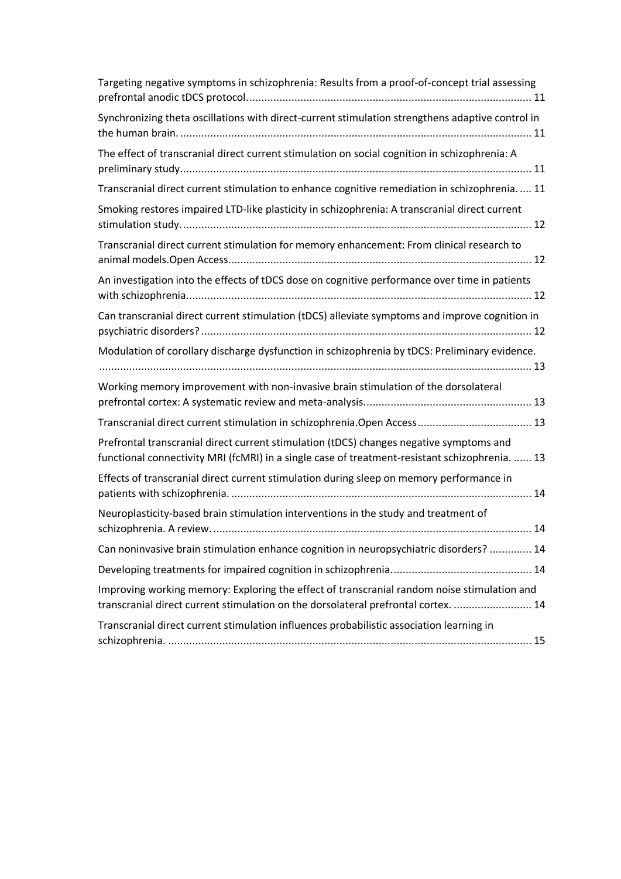Targeting negative symptoms in schizophrenia: Results from a proof-of-concept trial assessing prefrontal anodic tDCS protocol. ........ 11

Synchronizing theta oscillations with direct-current stimulation strengthens adaptive control in the human brain. ........ 11

The effect of transcranial direct current stimulation on social cognition in schizophrenia: A preliminary study. ........ 11

Transcranial direct current stimulation to enhance cognitive remediation in schizophrenia. ........ 11

Smoking restores impaired LTD-like plasticity in schizophrenia: A transcranial direct current stimulation study. ........ 12

Transcranial direct current stimulation for memory enhancement: From clinical research to animal models.Open Access ........ 12

An investigation into the effects of tDCS dose on cognitive performance over time in patients with schizophrenia. ........ 12

Can transcranial direct current stimulation (tDCS) alleviate symptoms and improve cognition in psychiatric disorders? ........ 12

Modulation of corollary discharge dysfunction in schizophrenia by tDCS: Preliminary evidence. ........ 13

Working memory improvement with non-invasive brain stimulation of the dorsolateral prefrontal cortex: A systematic review and meta-analysis. ........ 13

Transcranial direct current stimulation in schizophrenia.Open Access ........ 13

Prefrontal transcranial direct current stimulation (tDCS) changes negative symptoms and functional connectivity MRI (fcMRI) in a single case of treatment-resistant schizophrenia. ........ 13

Effects of transcranial direct current stimulation during sleep on memory performance in patients with schizophrenia. ........ 14

Neuroplasticity-based brain stimulation interventions in the study and treatment of schizophrenia. A review. ........ 14

Can noninvasive brain stimulation enhance cognition in neuropsychiatric disorders? ........ 14

Developing treatments for impaired cognition in schizophrenia. ........ 14

Improving working memory: Exploring the effect of transcranial random noise stimulation and transcranial direct current stimulation on the dorsolateral prefrontal cortex. ........ 14

Transcranial direct current stimulation influences probabilistic association learning in schizophrenia. ........ 15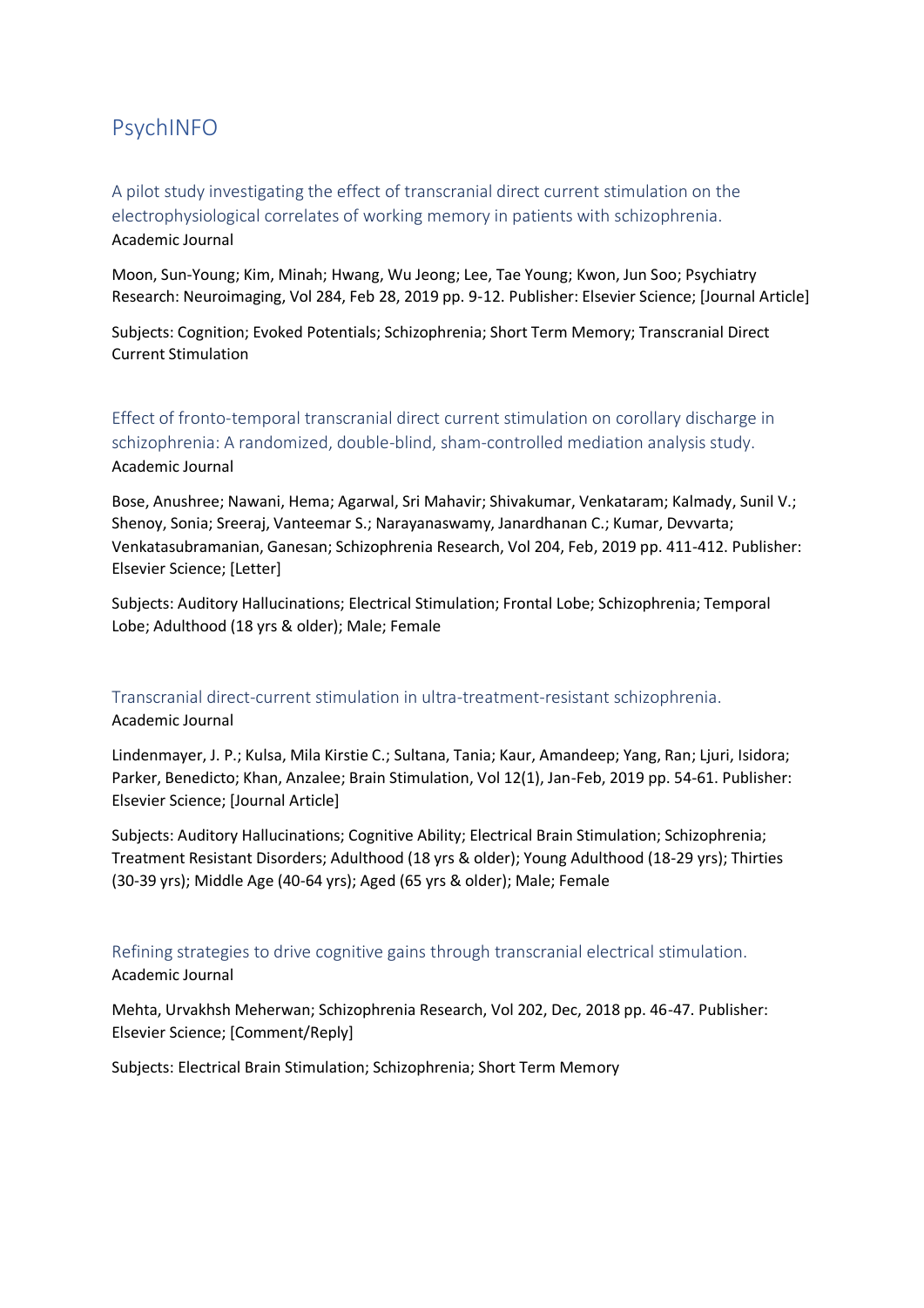# PsychINFO

## A pilot study investigating the effect of transcranial direct current stimulation on the electrophysiological correlates of working memory in patients with schizophrenia.

Academic Journal

Moon, Sun-Young; Kim, Minah; Hwang, Wu Jeong; Lee, Tae Young; Kwon, Jun Soo; Psychiatry Research: Neuroimaging, Vol 284, Feb 28, 2019 pp. 9-12. Publisher: Elsevier Science; [Journal Article]

Subjects: Cognition; Evoked Potentials; Schizophrenia; Short Term Memory; Transcranial Direct Current Stimulation

## Effect of fronto-temporal transcranial direct current stimulation on corollary discharge in schizophrenia: A randomized, double-blind, sham-controlled mediation analysis study.

Academic Journal

Bose, Anushree; Nawani, Hema; Agarwal, Sri Mahavir; Shivakumar, Venkataram; Kalmady, Sunil V.; Shenoy, Sonia; Sreeraj, Vanteemar S.; Narayanaswamy, Janardhanan C.; Kumar, Devvarta; Venkatasubramanian, Ganesan; Schizophrenia Research, Vol 204, Feb, 2019 pp. 411-412. Publisher: Elsevier Science; [Letter]

Subjects: Auditory Hallucinations; Electrical Stimulation; Frontal Lobe; Schizophrenia; Temporal Lobe; Adulthood (18 yrs & older); Male; Female

## Transcranial direct-current stimulation in ultra-treatment-resistant schizophrenia.

Academic Journal

Lindenmayer, J. P.; Kulsa, Mila Kirstie C.; Sultana, Tania; Kaur, Amandeep; Yang, Ran; Ljuri, Isidora; Parker, Benedicto; Khan, Anzalee; Brain Stimulation, Vol 12(1), Jan-Feb, 2019 pp. 54-61. Publisher: Elsevier Science; [Journal Article]

Subjects: Auditory Hallucinations; Cognitive Ability; Electrical Brain Stimulation; Schizophrenia; Treatment Resistant Disorders; Adulthood (18 yrs & older); Young Adulthood (18-29 yrs); Thirties (30-39 yrs); Middle Age (40-64 yrs); Aged (65 yrs & older); Male; Female

## Refining strategies to drive cognitive gains through transcranial electrical stimulation.

Academic Journal

Mehta, Urvakhsh Meherwan; Schizophrenia Research, Vol 202, Dec, 2018 pp. 46-47. Publisher: Elsevier Science; [Comment/Reply]

Subjects: Electrical Brain Stimulation; Schizophrenia; Short Term Memory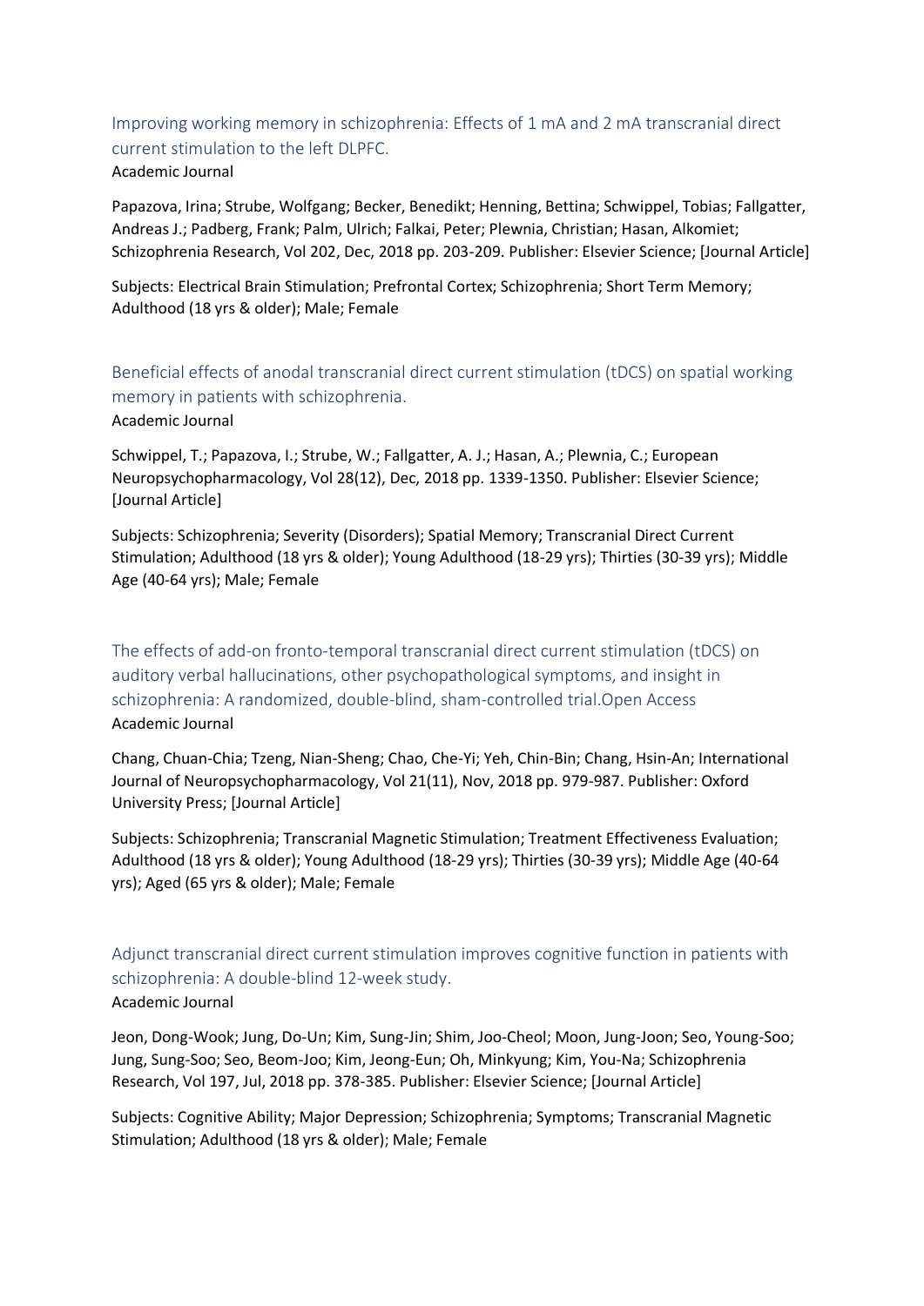### Improving working memory in schizophrenia: Effects of 1 mA and 2 mA transcranial direct current stimulation to the left DLPFC.

Academic Journal

Papazova, Irina; Strube, Wolfgang; Becker, Benedikt; Henning, Bettina; Schwippel, Tobias; Fallgatter, Andreas J.; Padberg, Frank; Palm, Ulrich; Falkai, Peter; Plewnia, Christian; Hasan, Alkomiet; Schizophrenia Research, Vol 202, Dec, 2018 pp. 203-209. Publisher: Elsevier Science; [Journal Article]

Subjects: Electrical Brain Stimulation; Prefrontal Cortex; Schizophrenia; Short Term Memory; Adulthood (18 yrs & older); Male; Female

### Beneficial effects of anodal transcranial direct current stimulation (tDCS) on spatial working memory in patients with schizophrenia.

Academic Journal

Schwippel, T.; Papazova, I.; Strube, W.; Fallgatter, A. J.; Hasan, A.; Plewnia, C.; European Neuropsychopharmacology, Vol 28(12), Dec, 2018 pp. 1339-1350. Publisher: Elsevier Science; [Journal Article]

Subjects: Schizophrenia; Severity (Disorders); Spatial Memory; Transcranial Direct Current Stimulation; Adulthood (18 yrs & older); Young Adulthood (18-29 yrs); Thirties (30-39 yrs); Middle Age (40-64 yrs); Male; Female

### The effects of add-on fronto-temporal transcranial direct current stimulation (tDCS) on auditory verbal hallucinations, other psychopathological symptoms, and insight in schizophrenia: A randomized, double-blind, sham-controlled trial.Open Access

Academic Journal

Chang, Chuan-Chia; Tzeng, Nian-Sheng; Chao, Che-Yi; Yeh, Chin-Bin; Chang, Hsin-An; International Journal of Neuropsychopharmacology, Vol 21(11), Nov, 2018 pp. 979-987. Publisher: Oxford University Press; [Journal Article]

Subjects: Schizophrenia; Transcranial Magnetic Stimulation; Treatment Effectiveness Evaluation; Adulthood (18 yrs & older); Young Adulthood (18-29 yrs); Thirties (30-39 yrs); Middle Age (40-64 yrs); Aged (65 yrs & older); Male; Female

### Adjunct transcranial direct current stimulation improves cognitive function in patients with schizophrenia: A double-blind 12-week study.

Academic Journal

Jeon, Dong-Wook; Jung, Do-Un; Kim, Sung-Jin; Shim, Joo-Cheol; Moon, Jung-Joon; Seo, Young-Soo; Jung, Sung-Soo; Seo, Beom-Joo; Kim, Jeong-Eun; Oh, Minkyung; Kim, You-Na; Schizophrenia Research, Vol 197, Jul, 2018 pp. 378-385. Publisher: Elsevier Science; [Journal Article]

Subjects: Cognitive Ability; Major Depression; Schizophrenia; Symptoms; Transcranial Magnetic Stimulation; Adulthood (18 yrs & older); Male; Female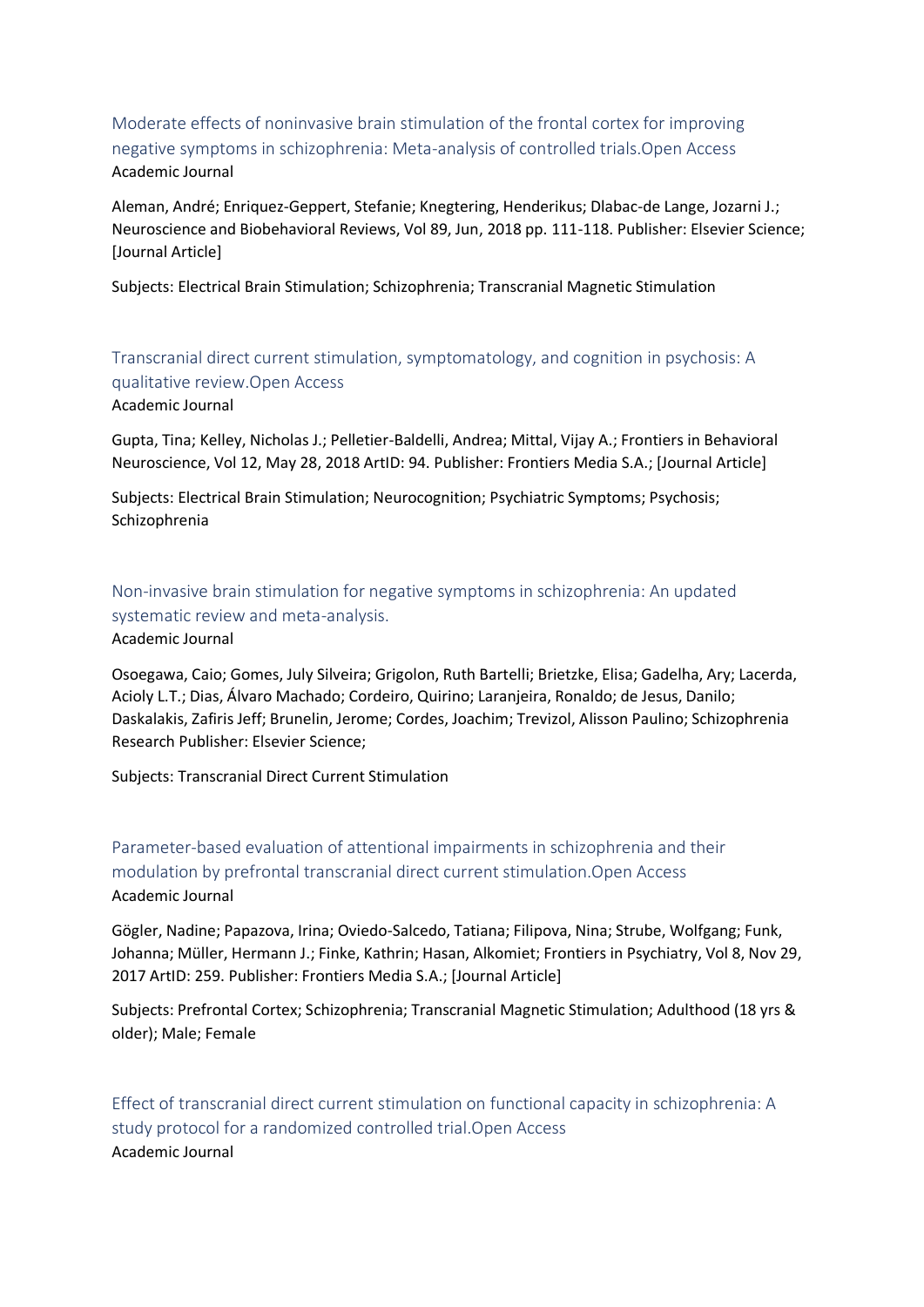Moderate effects of noninvasive brain stimulation of the frontal cortex for improving negative symptoms in schizophrenia: Meta-analysis of controlled trials.Open Access
Academic Journal

Aleman, André; Enriquez-Geppert, Stefanie; Knegtering, Henderikus; Dlabac-de Lange, Jozarni J.; Neuroscience and Biobehavioral Reviews, Vol 89, Jun, 2018 pp. 111-118. Publisher: Elsevier Science; [Journal Article]

Subjects: Electrical Brain Stimulation; Schizophrenia; Transcranial Magnetic Stimulation

Transcranial direct current stimulation, symptomatology, and cognition in psychosis: A qualitative review.Open Access
Academic Journal

Gupta, Tina; Kelley, Nicholas J.; Pelletier-Baldelli, Andrea; Mittal, Vijay A.; Frontiers in Behavioral Neuroscience, Vol 12, May 28, 2018 ArtID: 94. Publisher: Frontiers Media S.A.; [Journal Article]

Subjects: Electrical Brain Stimulation; Neurocognition; Psychiatric Symptoms; Psychosis; Schizophrenia

Non-invasive brain stimulation for negative symptoms in schizophrenia: An updated systematic review and meta-analysis.
Academic Journal

Osoegawa, Caio; Gomes, July Silveira; Grigolon, Ruth Bartelli; Brietzke, Elisa; Gadelha, Ary; Lacerda, Acioly L.T.; Dias, Álvaro Machado; Cordeiro, Quirino; Laranjeira, Ronaldo; de Jesus, Danilo; Daskalakis, Zafiris Jeff; Brunelin, Jerome; Cordes, Joachim; Trevizol, Alisson Paulino; Schizophrenia Research Publisher: Elsevier Science;

Subjects: Transcranial Direct Current Stimulation

Parameter-based evaluation of attentional impairments in schizophrenia and their modulation by prefrontal transcranial direct current stimulation.Open Access
Academic Journal

Gögler, Nadine; Papazova, Irina; Oviedo-Salcedo, Tatiana; Filipova, Nina; Strube, Wolfgang; Funk, Johanna; Müller, Hermann J.; Finke, Kathrin; Hasan, Alkomiet; Frontiers in Psychiatry, Vol 8, Nov 29, 2017 ArtID: 259. Publisher: Frontiers Media S.A.; [Journal Article]

Subjects: Prefrontal Cortex; Schizophrenia; Transcranial Magnetic Stimulation; Adulthood (18 yrs & older); Male; Female

Effect of transcranial direct current stimulation on functional capacity in schizophrenia: A study protocol for a randomized controlled trial.Open Access
Academic Journal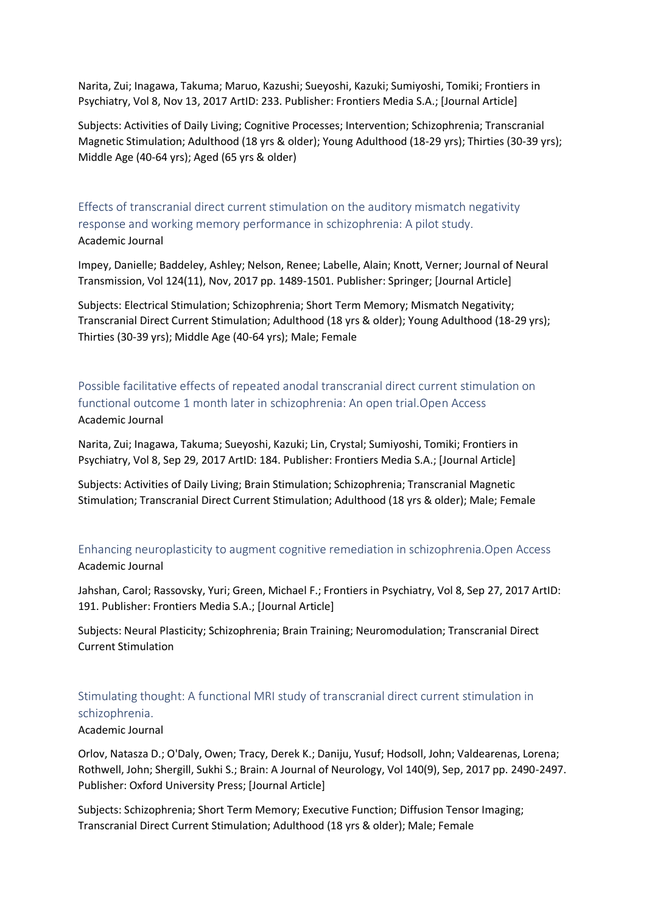Narita, Zui; Inagawa, Takuma; Maruo, Kazushi; Sueyoshi, Kazuki; Sumiyoshi, Tomiki; Frontiers in Psychiatry, Vol 8, Nov 13, 2017 ArtID: 233. Publisher: Frontiers Media S.A.; [Journal Article]

Subjects: Activities of Daily Living; Cognitive Processes; Intervention; Schizophrenia; Transcranial Magnetic Stimulation; Adulthood (18 yrs & older); Young Adulthood (18-29 yrs); Thirties (30-39 yrs); Middle Age (40-64 yrs); Aged (65 yrs & older)

### Effects of transcranial direct current stimulation on the auditory mismatch negativity response and working memory performance in schizophrenia: A pilot study.

Academic Journal

Impey, Danielle; Baddeley, Ashley; Nelson, Renee; Labelle, Alain; Knott, Verner; Journal of Neural Transmission, Vol 124(11), Nov, 2017 pp. 1489-1501. Publisher: Springer; [Journal Article]

Subjects: Electrical Stimulation; Schizophrenia; Short Term Memory; Mismatch Negativity; Transcranial Direct Current Stimulation; Adulthood (18 yrs & older); Young Adulthood (18-29 yrs); Thirties (30-39 yrs); Middle Age (40-64 yrs); Male; Female

### Possible facilitative effects of repeated anodal transcranial direct current stimulation on functional outcome 1 month later in schizophrenia: An open trial.Open Access

Academic Journal

Narita, Zui; Inagawa, Takuma; Sueyoshi, Kazuki; Lin, Crystal; Sumiyoshi, Tomiki; Frontiers in Psychiatry, Vol 8, Sep 29, 2017 ArtID: 184. Publisher: Frontiers Media S.A.; [Journal Article]

Subjects: Activities of Daily Living; Brain Stimulation; Schizophrenia; Transcranial Magnetic Stimulation; Transcranial Direct Current Stimulation; Adulthood (18 yrs & older); Male; Female

### Enhancing neuroplasticity to augment cognitive remediation in schizophrenia.Open Access

Academic Journal

Jahshan, Carol; Rassovsky, Yuri; Green, Michael F.; Frontiers in Psychiatry, Vol 8, Sep 27, 2017 ArtID: 191. Publisher: Frontiers Media S.A.; [Journal Article]

Subjects: Neural Plasticity; Schizophrenia; Brain Training; Neuromodulation; Transcranial Direct Current Stimulation

### Stimulating thought: A functional MRI study of transcranial direct current stimulation in schizophrenia.

Academic Journal

Orlov, Natasza D.; O'Daly, Owen; Tracy, Derek K.; Daniju, Yusuf; Hodsoll, John; Valdearenas, Lorena; Rothwell, John; Shergill, Sukhi S.; Brain: A Journal of Neurology, Vol 140(9), Sep, 2017 pp. 2490-2497. Publisher: Oxford University Press; [Journal Article]

Subjects: Schizophrenia; Short Term Memory; Executive Function; Diffusion Tensor Imaging; Transcranial Direct Current Stimulation; Adulthood (18 yrs & older); Male; Female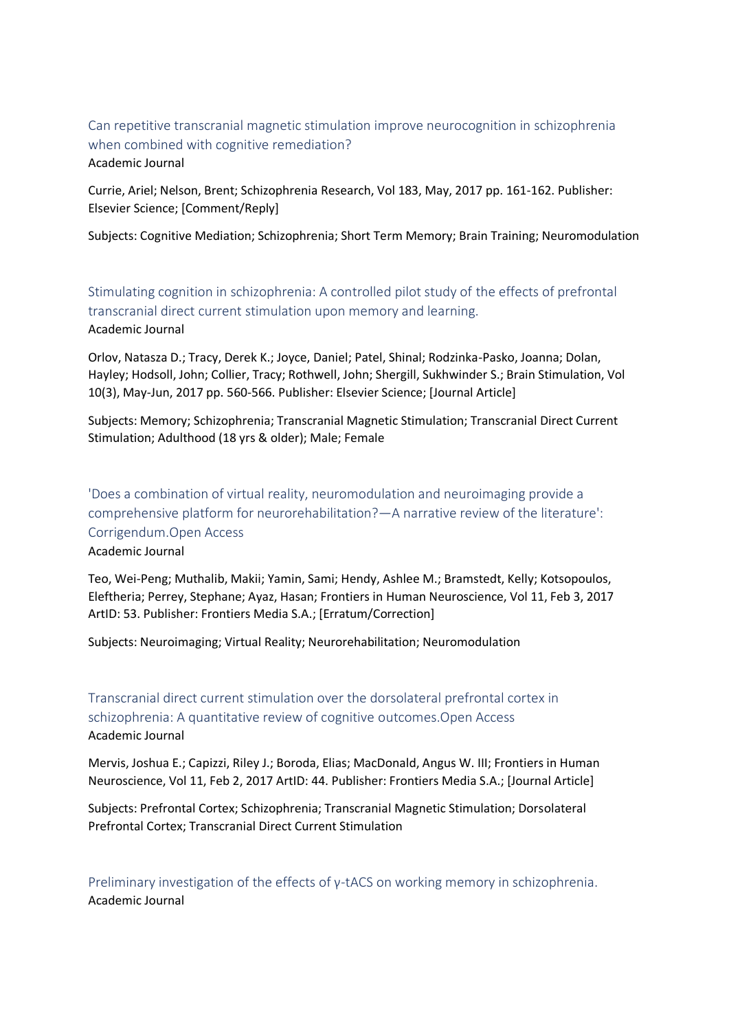## Can repetitive transcranial magnetic stimulation improve neurocognition in schizophrenia when combined with cognitive remediation?

Academic Journal

Currie, Ariel; Nelson, Brent; Schizophrenia Research, Vol 183, May, 2017 pp. 161-162. Publisher: Elsevier Science; [Comment/Reply]

Subjects: Cognitive Mediation; Schizophrenia; Short Term Memory; Brain Training; Neuromodulation

## Stimulating cognition in schizophrenia: A controlled pilot study of the effects of prefrontal transcranial direct current stimulation upon memory and learning.

Academic Journal

Orlov, Natasza D.; Tracy, Derek K.; Joyce, Daniel; Patel, Shinal; Rodzinka-Pasko, Joanna; Dolan, Hayley; Hodsoll, John; Collier, Tracy; Rothwell, John; Shergill, Sukhwinder S.; Brain Stimulation, Vol 10(3), May-Jun, 2017 pp. 560-566. Publisher: Elsevier Science; [Journal Article]

Subjects: Memory; Schizophrenia; Transcranial Magnetic Stimulation; Transcranial Direct Current Stimulation; Adulthood (18 yrs & older); Male; Female

## 'Does a combination of virtual reality, neuromodulation and neuroimaging provide a comprehensive platform for neurorehabilitation?—A narrative review of the literature': Corrigendum.Open Access

Academic Journal

Teo, Wei-Peng; Muthalib, Makii; Yamin, Sami; Hendy, Ashlee M.; Bramstedt, Kelly; Kotsopoulos, Eleftheria; Perrey, Stephane; Ayaz, Hasan; Frontiers in Human Neuroscience, Vol 11, Feb 3, 2017 ArtID: 53. Publisher: Frontiers Media S.A.; [Erratum/Correction]

Subjects: Neuroimaging; Virtual Reality; Neurorehabilitation; Neuromodulation

## Transcranial direct current stimulation over the dorsolateral prefrontal cortex in schizophrenia: A quantitative review of cognitive outcomes.Open Access

Academic Journal

Mervis, Joshua E.; Capizzi, Riley J.; Boroda, Elias; MacDonald, Angus W. III; Frontiers in Human Neuroscience, Vol 11, Feb 2, 2017 ArtID: 44. Publisher: Frontiers Media S.A.; [Journal Article]

Subjects: Prefrontal Cortex; Schizophrenia; Transcranial Magnetic Stimulation; Dorsolateral Prefrontal Cortex; Transcranial Direct Current Stimulation

## Preliminary investigation of the effects of γ-tACS on working memory in schizophrenia.

Academic Journal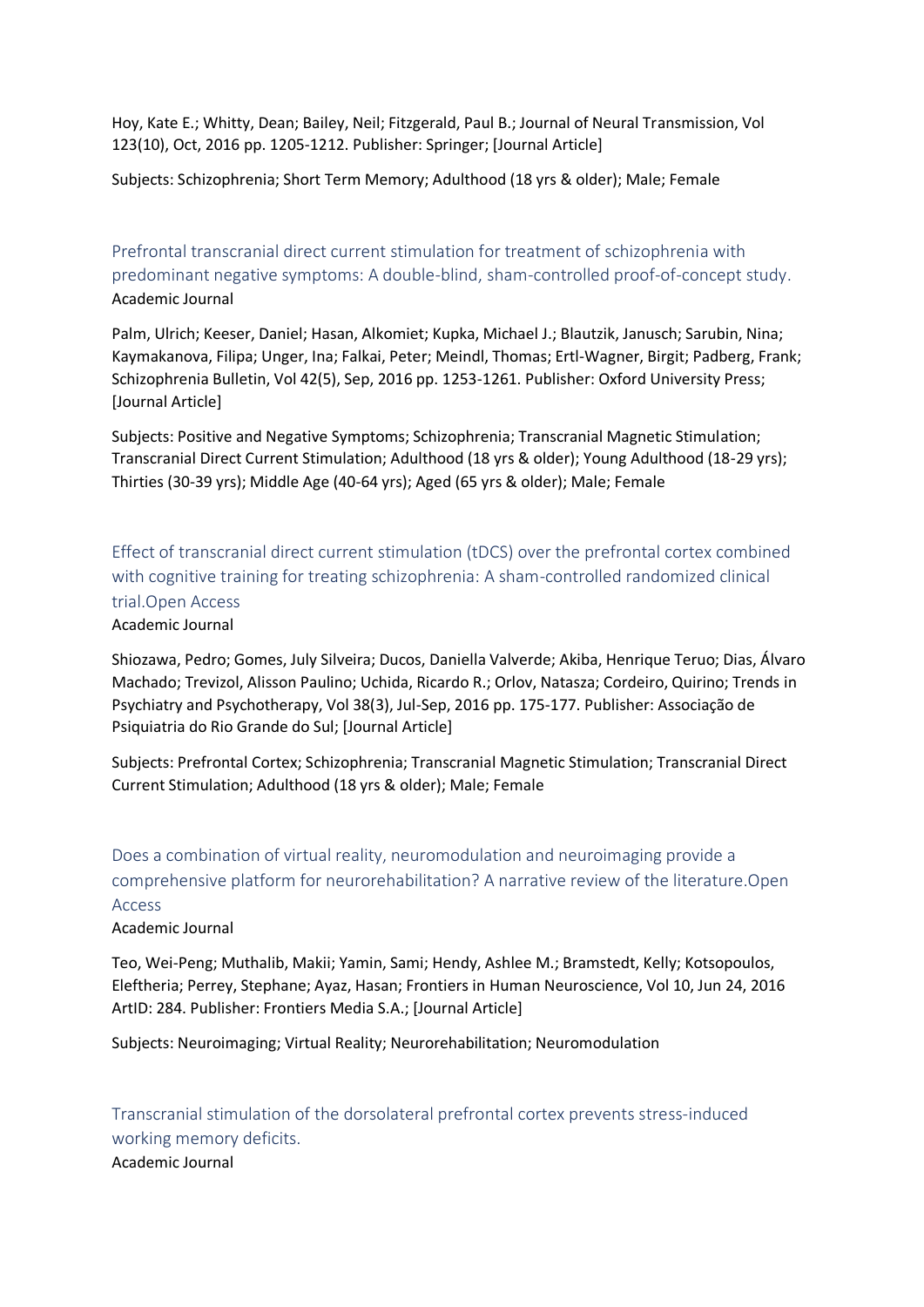Hoy, Kate E.; Whitty, Dean; Bailey, Neil; Fitzgerald, Paul B.; Journal of Neural Transmission, Vol 123(10), Oct, 2016 pp. 1205-1212. Publisher: Springer; [Journal Article]

Subjects: Schizophrenia; Short Term Memory; Adulthood (18 yrs & older); Male; Female

### Prefrontal transcranial direct current stimulation for treatment of schizophrenia with predominant negative symptoms: A double-blind, sham-controlled proof-of-concept study.

Academic Journal

Palm, Ulrich; Keeser, Daniel; Hasan, Alkomiet; Kupka, Michael J.; Blautzik, Janusch; Sarubin, Nina; Kaymakanova, Filipa; Unger, Ina; Falkai, Peter; Meindl, Thomas; Ertl-Wagner, Birgit; Padberg, Frank; Schizophrenia Bulletin, Vol 42(5), Sep, 2016 pp. 1253-1261. Publisher: Oxford University Press; [Journal Article]

Subjects: Positive and Negative Symptoms; Schizophrenia; Transcranial Magnetic Stimulation; Transcranial Direct Current Stimulation; Adulthood (18 yrs & older); Young Adulthood (18-29 yrs); Thirties (30-39 yrs); Middle Age (40-64 yrs); Aged (65 yrs & older); Male; Female

### Effect of transcranial direct current stimulation (tDCS) over the prefrontal cortex combined with cognitive training for treating schizophrenia: A sham-controlled randomized clinical trial.Open Access

Academic Journal

Shiozawa, Pedro; Gomes, July Silveira; Ducos, Daniella Valverde; Akiba, Henrique Teruo; Dias, Álvaro Machado; Trevizol, Alisson Paulino; Uchida, Ricardo R.; Orlov, Natasza; Cordeiro, Quirino; Trends in Psychiatry and Psychotherapy, Vol 38(3), Jul-Sep, 2016 pp. 175-177. Publisher: Associação de Psiquiatria do Rio Grande do Sul; [Journal Article]

Subjects: Prefrontal Cortex; Schizophrenia; Transcranial Magnetic Stimulation; Transcranial Direct Current Stimulation; Adulthood (18 yrs & older); Male; Female

### Does a combination of virtual reality, neuromodulation and neuroimaging provide a comprehensive platform for neurorehabilitation? A narrative review of the literature.Open Access

Academic Journal

Teo, Wei-Peng; Muthalib, Makii; Yamin, Sami; Hendy, Ashlee M.; Bramstedt, Kelly; Kotsopoulos, Eleftheria; Perrey, Stephane; Ayaz, Hasan; Frontiers in Human Neuroscience, Vol 10, Jun 24, 2016 ArtID: 284. Publisher: Frontiers Media S.A.; [Journal Article]

Subjects: Neuroimaging; Virtual Reality; Neurorehabilitation; Neuromodulation

### Transcranial stimulation of the dorsolateral prefrontal cortex prevents stress-induced working memory deficits.

Academic Journal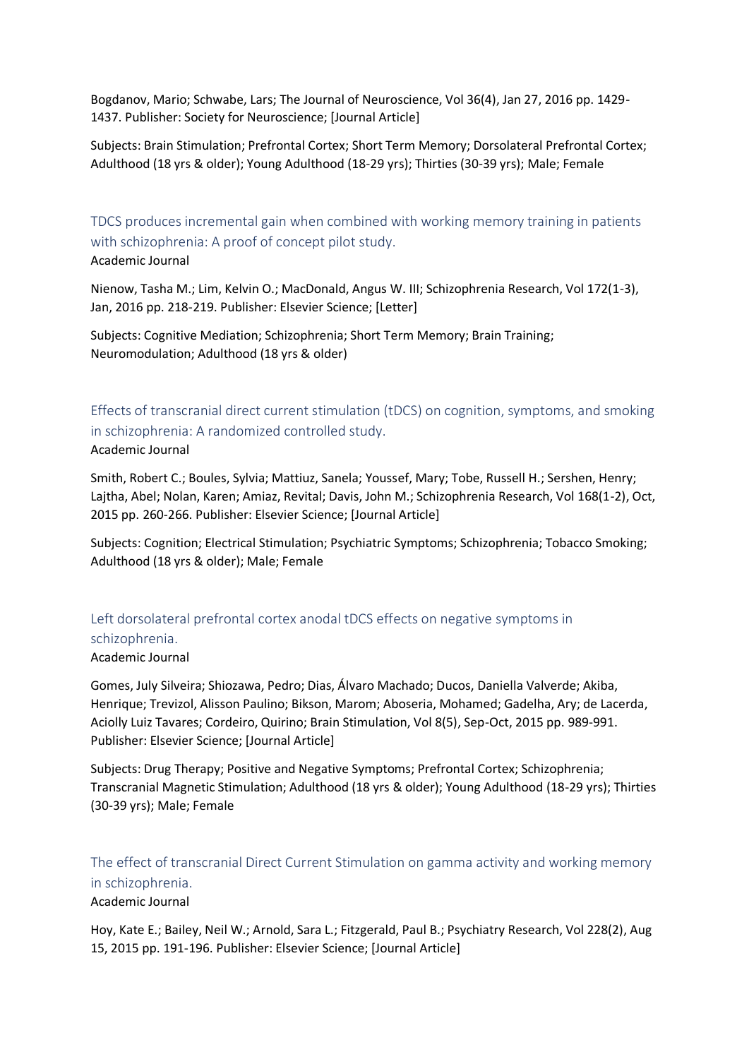Bogdanov, Mario; Schwabe, Lars; The Journal of Neuroscience, Vol 36(4), Jan 27, 2016 pp. 1429-1437. Publisher: Society for Neuroscience; [Journal Article]

Subjects: Brain Stimulation; Prefrontal Cortex; Short Term Memory; Dorsolateral Prefrontal Cortex; Adulthood (18 yrs & older); Young Adulthood (18-29 yrs); Thirties (30-39 yrs); Male; Female

### TDCS produces incremental gain when combined with working memory training in patients with schizophrenia: A proof of concept pilot study.

Academic Journal

Nienow, Tasha M.; Lim, Kelvin O.; MacDonald, Angus W. III; Schizophrenia Research, Vol 172(1-3), Jan, 2016 pp. 218-219. Publisher: Elsevier Science; [Letter]

Subjects: Cognitive Mediation; Schizophrenia; Short Term Memory; Brain Training; Neuromodulation; Adulthood (18 yrs & older)

### Effects of transcranial direct current stimulation (tDCS) on cognition, symptoms, and smoking in schizophrenia: A randomized controlled study.

Academic Journal

Smith, Robert C.; Boules, Sylvia; Mattiuz, Sanela; Youssef, Mary; Tobe, Russell H.; Sershen, Henry; Lajtha, Abel; Nolan, Karen; Amiaz, Revital; Davis, John M.; Schizophrenia Research, Vol 168(1-2), Oct, 2015 pp. 260-266. Publisher: Elsevier Science; [Journal Article]

Subjects: Cognition; Electrical Stimulation; Psychiatric Symptoms; Schizophrenia; Tobacco Smoking; Adulthood (18 yrs & older); Male; Female

### Left dorsolateral prefrontal cortex anodal tDCS effects on negative symptoms in schizophrenia.

Academic Journal

Gomes, July Silveira; Shiozawa, Pedro; Dias, Álvaro Machado; Ducos, Daniella Valverde; Akiba, Henrique; Trevizol, Alisson Paulino; Bikson, Marom; Aboseria, Mohamed; Gadelha, Ary; de Lacerda, Acioly Luiz Tavares; Cordeiro, Quirino; Brain Stimulation, Vol 8(5), Sep-Oct, 2015 pp. 989-991. Publisher: Elsevier Science; [Journal Article]

Subjects: Drug Therapy; Positive and Negative Symptoms; Prefrontal Cortex; Schizophrenia; Transcranial Magnetic Stimulation; Adulthood (18 yrs & older); Young Adulthood (18-29 yrs); Thirties (30-39 yrs); Male; Female

### The effect of transcranial Direct Current Stimulation on gamma activity and working memory in schizophrenia.

Academic Journal

Hoy, Kate E.; Bailey, Neil W.; Arnold, Sara L.; Fitzgerald, Paul B.; Psychiatry Research, Vol 228(2), Aug 15, 2015 pp. 191-196. Publisher: Elsevier Science; [Journal Article]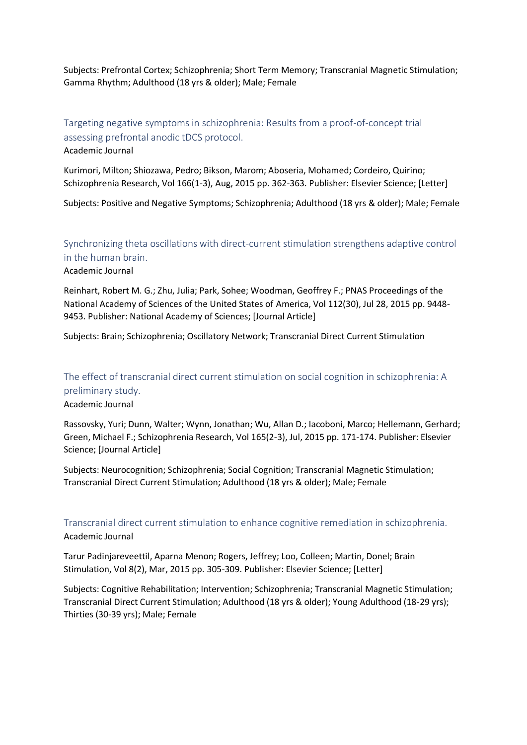Subjects: Prefrontal Cortex; Schizophrenia; Short Term Memory; Transcranial Magnetic Stimulation; Gamma Rhythm; Adulthood (18 yrs & older); Male; Female

### Targeting negative symptoms in schizophrenia: Results from a proof-of-concept trial assessing prefrontal anodic tDCS protocol.

Academic Journal

Kurimori, Milton; Shiozawa, Pedro; Bikson, Marom; Aboseria, Mohamed; Cordeiro, Quirino; Schizophrenia Research, Vol 166(1-3), Aug, 2015 pp. 362-363. Publisher: Elsevier Science; [Letter]

Subjects: Positive and Negative Symptoms; Schizophrenia; Adulthood (18 yrs & older); Male; Female

### Synchronizing theta oscillations with direct-current stimulation strengthens adaptive control in the human brain.

Academic Journal

Reinhart, Robert M. G.; Zhu, Julia; Park, Sohee; Woodman, Geoffrey F.; PNAS Proceedings of the National Academy of Sciences of the United States of America, Vol 112(30), Jul 28, 2015 pp. 9448-9453. Publisher: National Academy of Sciences; [Journal Article]

Subjects: Brain; Schizophrenia; Oscillatory Network; Transcranial Direct Current Stimulation

### The effect of transcranial direct current stimulation on social cognition in schizophrenia: A preliminary study.

Academic Journal

Rassovsky, Yuri; Dunn, Walter; Wynn, Jonathan; Wu, Allan D.; Iacoboni, Marco; Hellemann, Gerhard; Green, Michael F.; Schizophrenia Research, Vol 165(2-3), Jul, 2015 pp. 171-174. Publisher: Elsevier Science; [Journal Article]

Subjects: Neurocognition; Schizophrenia; Social Cognition; Transcranial Magnetic Stimulation; Transcranial Direct Current Stimulation; Adulthood (18 yrs & older); Male; Female

### Transcranial direct current stimulation to enhance cognitive remediation in schizophrenia.

Academic Journal

Tarur Padinjareveettil, Aparna Menon; Rogers, Jeffrey; Loo, Colleen; Martin, Donel; Brain Stimulation, Vol 8(2), Mar, 2015 pp. 305-309. Publisher: Elsevier Science; [Letter]

Subjects: Cognitive Rehabilitation; Intervention; Schizophrenia; Transcranial Magnetic Stimulation; Transcranial Direct Current Stimulation; Adulthood (18 yrs & older); Young Adulthood (18-29 yrs); Thirties (30-39 yrs); Male; Female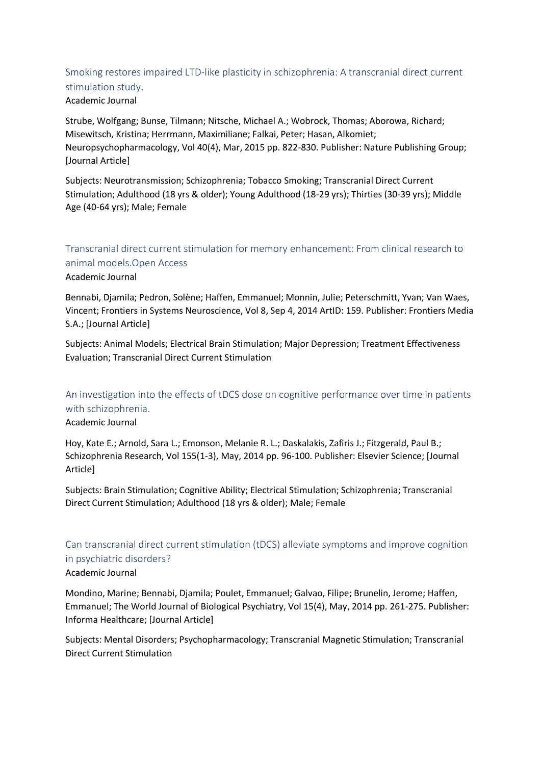## Smoking restores impaired LTD-like plasticity in schizophrenia: A transcranial direct current stimulation study.

Academic Journal

Strube, Wolfgang; Bunse, Tilmann; Nitsche, Michael A.; Wobrock, Thomas; Aborowa, Richard; Misewitsch, Kristina; Herrmann, Maximiliane; Falkai, Peter; Hasan, Alkomiet; Neuropsychopharmacology, Vol 40(4), Mar, 2015 pp. 822-830. Publisher: Nature Publishing Group; [Journal Article]

Subjects: Neurotransmission; Schizophrenia; Tobacco Smoking; Transcranial Direct Current Stimulation; Adulthood (18 yrs & older); Young Adulthood (18-29 yrs); Thirties (30-39 yrs); Middle Age (40-64 yrs); Male; Female

## Transcranial direct current stimulation for memory enhancement: From clinical research to animal models.Open Access

Academic Journal

Bennabi, Djamila; Pedron, Solène; Haffen, Emmanuel; Monnin, Julie; Peterschmitt, Yvan; Van Waes, Vincent; Frontiers in Systems Neuroscience, Vol 8, Sep 4, 2014 ArtID: 159. Publisher: Frontiers Media S.A.; [Journal Article]

Subjects: Animal Models; Electrical Brain Stimulation; Major Depression; Treatment Effectiveness Evaluation; Transcranial Direct Current Stimulation

## An investigation into the effects of tDCS dose on cognitive performance over time in patients with schizophrenia.

Academic Journal

Hoy, Kate E.; Arnold, Sara L.; Emonson, Melanie R. L.; Daskalakis, Zafiris J.; Fitzgerald, Paul B.; Schizophrenia Research, Vol 155(1-3), May, 2014 pp. 96-100. Publisher: Elsevier Science; [Journal Article]

Subjects: Brain Stimulation; Cognitive Ability; Electrical Stimulation; Schizophrenia; Transcranial Direct Current Stimulation; Adulthood (18 yrs & older); Male; Female

## Can transcranial direct current stimulation (tDCS) alleviate symptoms and improve cognition in psychiatric disorders?

Academic Journal

Mondino, Marine; Bennabi, Djamila; Poulet, Emmanuel; Galvao, Filipe; Brunelin, Jerome; Haffen, Emmanuel; The World Journal of Biological Psychiatry, Vol 15(4), May, 2014 pp. 261-275. Publisher: Informa Healthcare; [Journal Article]

Subjects: Mental Disorders; Psychopharmacology; Transcranial Magnetic Stimulation; Transcranial Direct Current Stimulation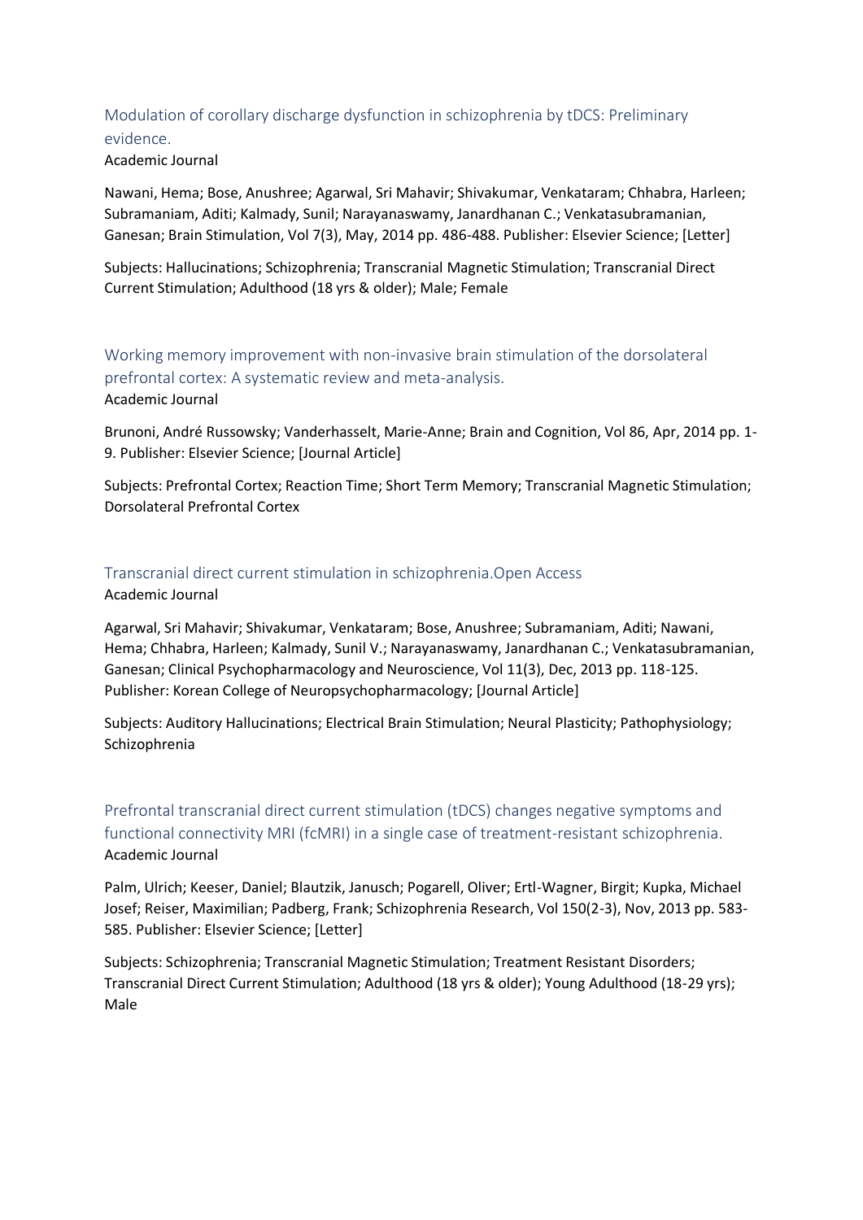### Modulation of corollary discharge dysfunction in schizophrenia by tDCS: Preliminary evidence.

Academic Journal

Nawani, Hema; Bose, Anushree; Agarwal, Sri Mahavir; Shivakumar, Venkataram; Chhabra, Harleen; Subramaniam, Aditi; Kalmady, Sunil; Narayanaswamy, Janardhanan C.; Venkatasubramanian, Ganesan; Brain Stimulation, Vol 7(3), May, 2014 pp. 486-488. Publisher: Elsevier Science; [Letter]

Subjects: Hallucinations; Schizophrenia; Transcranial Magnetic Stimulation; Transcranial Direct Current Stimulation; Adulthood (18 yrs & older); Male; Female

### Working memory improvement with non-invasive brain stimulation of the dorsolateral prefrontal cortex: A systematic review and meta-analysis.

Academic Journal

Brunoni, André Russowsky; Vanderhasselt, Marie-Anne; Brain and Cognition, Vol 86, Apr, 2014 pp. 1-9. Publisher: Elsevier Science; [Journal Article]

Subjects: Prefrontal Cortex; Reaction Time; Short Term Memory; Transcranial Magnetic Stimulation; Dorsolateral Prefrontal Cortex

### Transcranial direct current stimulation in schizophrenia.Open Access

Academic Journal

Agarwal, Sri Mahavir; Shivakumar, Venkataram; Bose, Anushree; Subramaniam, Aditi; Nawani, Hema; Chhabra, Harleen; Kalmady, Sunil V.; Narayanaswamy, Janardhanan C.; Venkatasubramanian, Ganesan; Clinical Psychopharmacology and Neuroscience, Vol 11(3), Dec, 2013 pp. 118-125. Publisher: Korean College of Neuropsychopharmacology; [Journal Article]

Subjects: Auditory Hallucinations; Electrical Brain Stimulation; Neural Plasticity; Pathophysiology; Schizophrenia

### Prefrontal transcranial direct current stimulation (tDCS) changes negative symptoms and functional connectivity MRI (fcMRI) in a single case of treatment-resistant schizophrenia.

Academic Journal

Palm, Ulrich; Keeser, Daniel; Blautzik, Janusch; Pogarell, Oliver; Ertl-Wagner, Birgit; Kupka, Michael Josef; Reiser, Maximilian; Padberg, Frank; Schizophrenia Research, Vol 150(2-3), Nov, 2013 pp. 583-585. Publisher: Elsevier Science; [Letter]

Subjects: Schizophrenia; Transcranial Magnetic Stimulation; Treatment Resistant Disorders; Transcranial Direct Current Stimulation; Adulthood (18 yrs & older); Young Adulthood (18-29 yrs); Male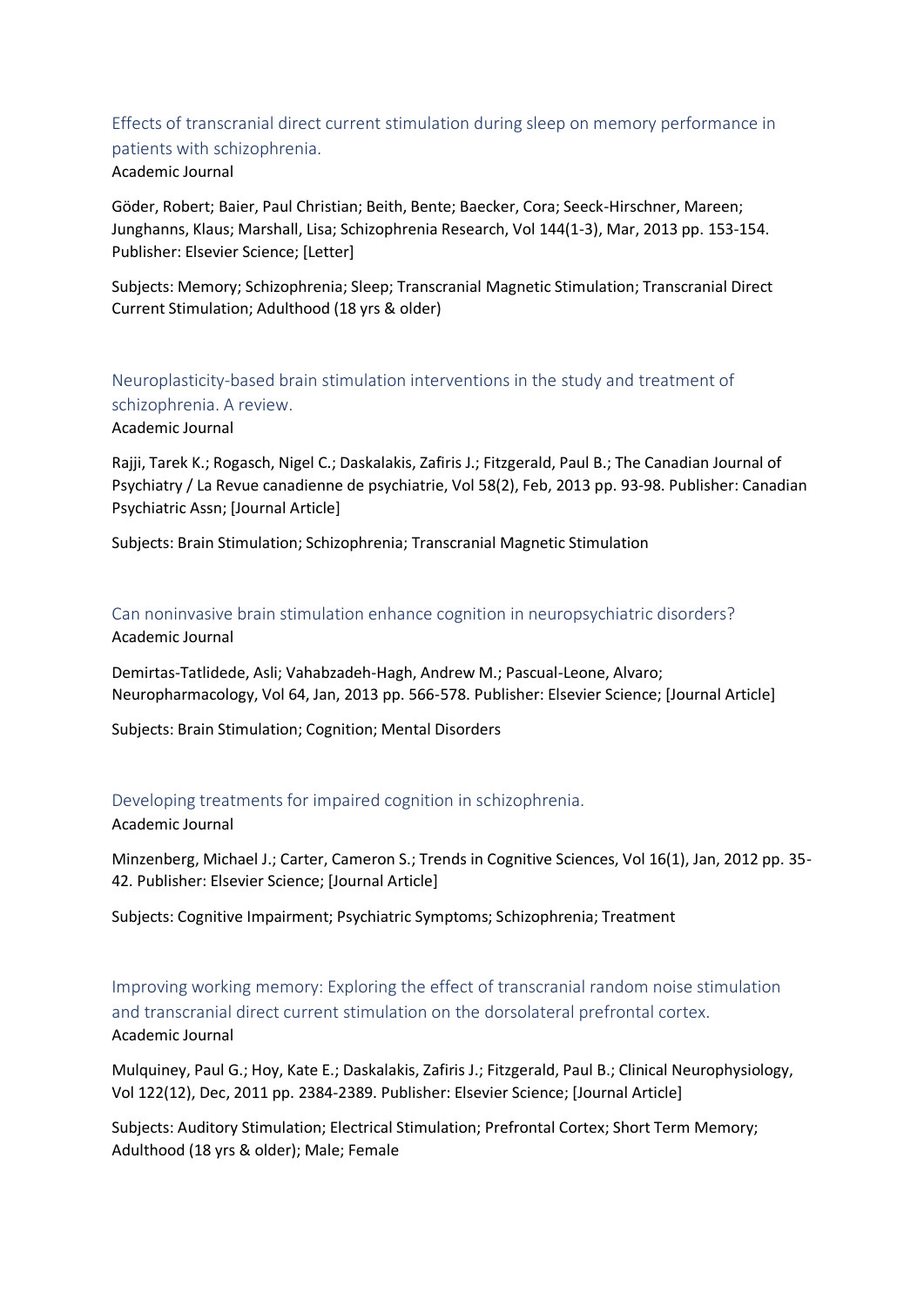### Effects of transcranial direct current stimulation during sleep on memory performance in patients with schizophrenia.

Academic Journal

Göder, Robert; Baier, Paul Christian; Beith, Bente; Baecker, Cora; Seeck-Hirschner, Mareen; Junghanns, Klaus; Marshall, Lisa; Schizophrenia Research, Vol 144(1-3), Mar, 2013 pp. 153-154. Publisher: Elsevier Science; [Letter]

Subjects: Memory; Schizophrenia; Sleep; Transcranial Magnetic Stimulation; Transcranial Direct Current Stimulation; Adulthood (18 yrs & older)

### Neuroplasticity-based brain stimulation interventions in the study and treatment of schizophrenia. A review.

Academic Journal

Rajji, Tarek K.; Rogasch, Nigel C.; Daskalakis, Zafiris J.; Fitzgerald, Paul B.; The Canadian Journal of Psychiatry / La Revue canadienne de psychiatrie, Vol 58(2), Feb, 2013 pp. 93-98. Publisher: Canadian Psychiatric Assn; [Journal Article]

Subjects: Brain Stimulation; Schizophrenia; Transcranial Magnetic Stimulation

### Can noninvasive brain stimulation enhance cognition in neuropsychiatric disorders?

Academic Journal

Demirtas-Tatlidede, Asli; Vahabzadeh-Hagh, Andrew M.; Pascual-Leone, Alvaro; Neuropharmacology, Vol 64, Jan, 2013 pp. 566-578. Publisher: Elsevier Science; [Journal Article]

Subjects: Brain Stimulation; Cognition; Mental Disorders

### Developing treatments for impaired cognition in schizophrenia.

Academic Journal

Minzenberg, Michael J.; Carter, Cameron S.; Trends in Cognitive Sciences, Vol 16(1), Jan, 2012 pp. 35-42. Publisher: Elsevier Science; [Journal Article]

Subjects: Cognitive Impairment; Psychiatric Symptoms; Schizophrenia; Treatment

### Improving working memory: Exploring the effect of transcranial random noise stimulation and transcranial direct current stimulation on the dorsolateral prefrontal cortex.

Academic Journal

Mulquiney, Paul G.; Hoy, Kate E.; Daskalakis, Zafiris J.; Fitzgerald, Paul B.; Clinical Neurophysiology, Vol 122(12), Dec, 2011 pp. 2384-2389. Publisher: Elsevier Science; [Journal Article]

Subjects: Auditory Stimulation; Electrical Stimulation; Prefrontal Cortex; Short Term Memory; Adulthood (18 yrs & older); Male; Female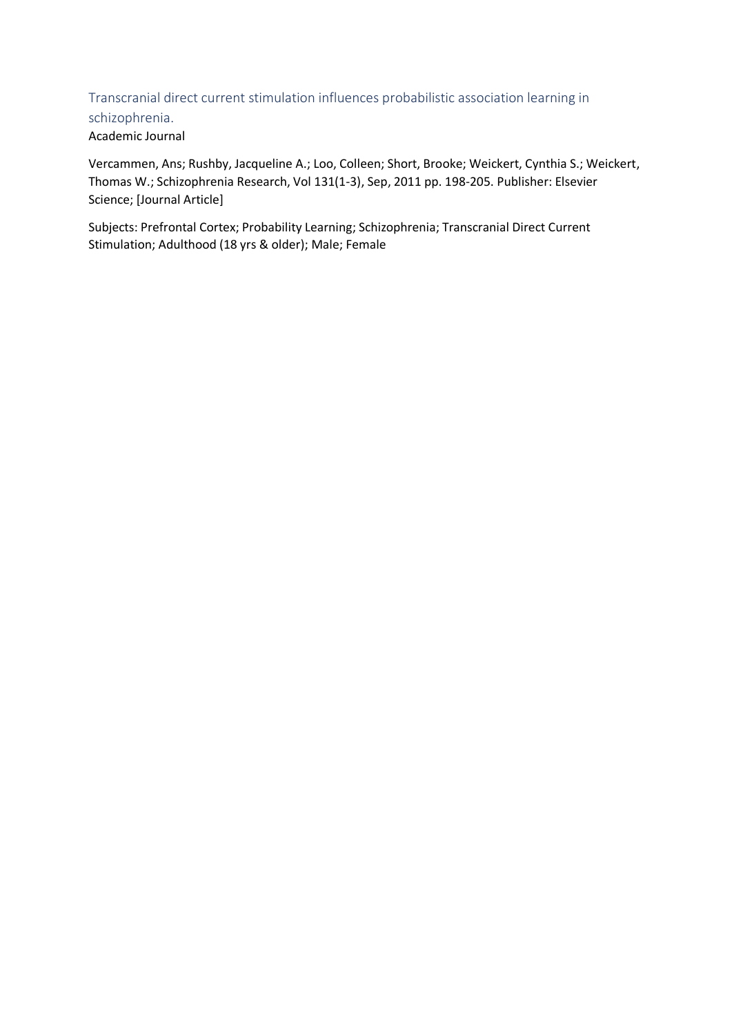## Transcranial direct current stimulation influences probabilistic association learning in schizophrenia.

Academic Journal

Vercammen, Ans; Rushby, Jacqueline A.; Loo, Colleen; Short, Brooke; Weickert, Cynthia S.; Weickert, Thomas W.; Schizophrenia Research, Vol 131(1-3), Sep, 2011 pp. 198-205. Publisher: Elsevier Science; [Journal Article]

Subjects: Prefrontal Cortex; Probability Learning; Schizophrenia; Transcranial Direct Current Stimulation; Adulthood (18 yrs & older); Male; Female